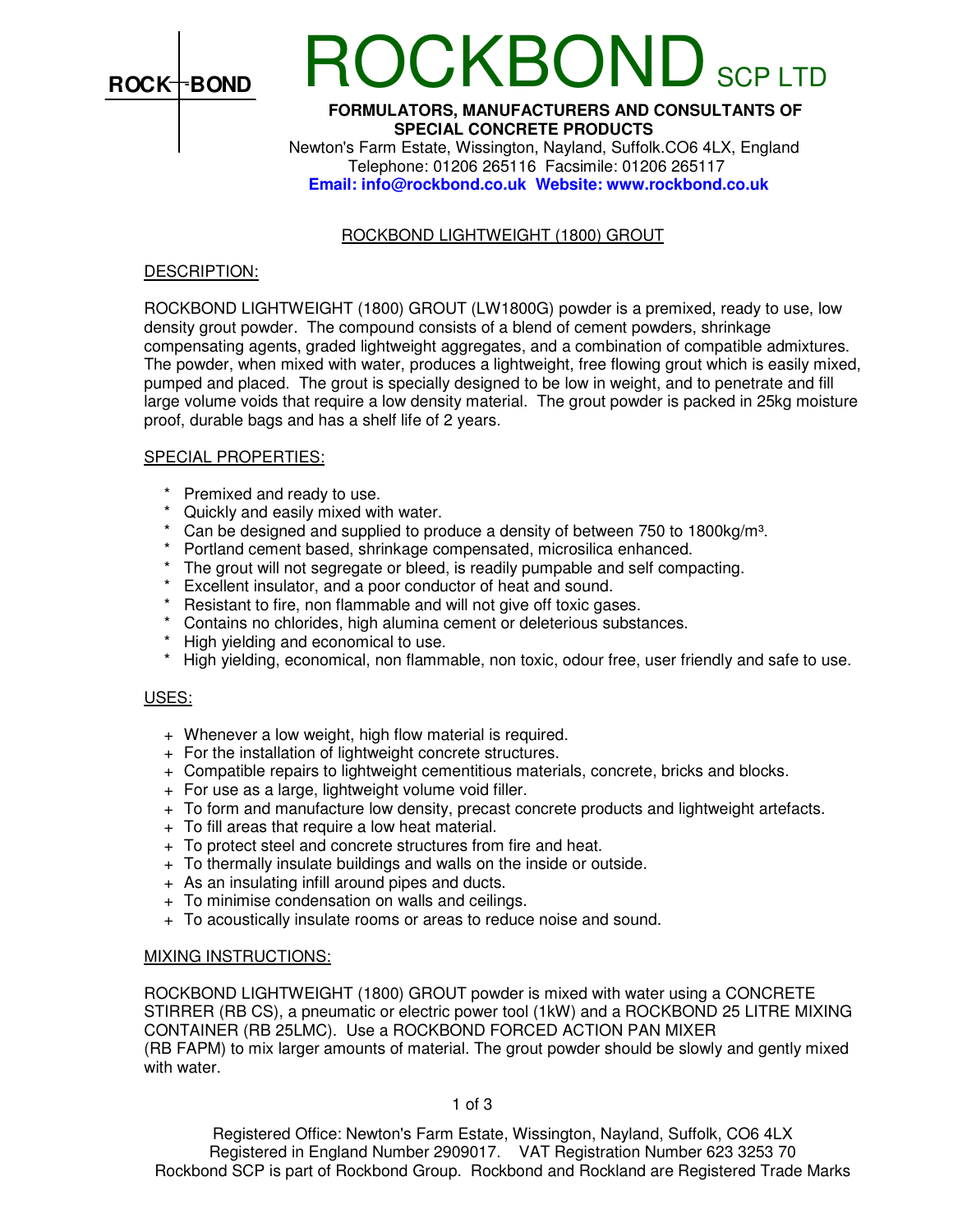ROCK BOND

# ROCKBOND SCP LTD

**FORMULATORS, MANUFACTURERS AND CONSULTANTS OF SPECIAL CONCRETE PRODUCTS**

Newton's Farm Estate, Wissington, Nayland, Suffolk.CO6 4LX, England
Telephone: 01206 265116 Facsimile: 01206 265117
**Email: info@rockbond.co.uk Website: www.rockbond.co.uk**

## ROCKBOND LIGHTWEIGHT (1800) GROUT

### DESCRIPTION:

ROCKBOND LIGHTWEIGHT (1800) GROUT (LW1800G) powder is a premixed, ready to use, low density grout powder. The compound consists of a blend of cement powders, shrinkage compensating agents, graded lightweight aggregates, and a combination of compatible admixtures. The powder, when mixed with water, produces a lightweight, free flowing grout which is easily mixed, pumped and placed. The grout is specially designed to be low in weight, and to penetrate and fill large volume voids that require a low density material. The grout powder is packed in 25kg moisture proof, durable bags and has a shelf life of 2 years.

### SPECIAL PROPERTIES:

* Premixed and ready to use.
* Quickly and easily mixed with water.
* Can be designed and supplied to produce a density of between 750 to 1800kg/m³.
* Portland cement based, shrinkage compensated, microsilica enhanced.
* The grout will not segregate or bleed, is readily pumpable and self compacting.
* Excellent insulator, and a poor conductor of heat and sound.
* Resistant to fire, non flammable and will not give off toxic gases.
* Contains no chlorides, high alumina cement or deleterious substances.
* High yielding and economical to use.
* High yielding, economical, non flammable, non toxic, odour free, user friendly and safe to use.

### USES:

+ Whenever a low weight, high flow material is required.
+ For the installation of lightweight concrete structures.
+ Compatible repairs to lightweight cementitious materials, concrete, bricks and blocks.
+ For use as a large, lightweight volume void filler.
+ To form and manufacture low density, precast concrete products and lightweight artefacts.
+ To fill areas that require a low heat material.
+ To protect steel and concrete structures from fire and heat.
+ To thermally insulate buildings and walls on the inside or outside.
+ As an insulating infill around pipes and ducts.
+ To minimise condensation on walls and ceilings.
+ To acoustically insulate rooms or areas to reduce noise and sound.

### MIXING INSTRUCTIONS:

ROCKBOND LIGHTWEIGHT (1800) GROUT powder is mixed with water using a CONCRETE STIRRER (RB CS), a pneumatic or electric power tool (1kW) and a ROCKBOND 25 LITRE MIXING CONTAINER (RB 25LMC). Use a ROCKBOND FORCED ACTION PAN MIXER (RB FAPM) to mix larger amounts of material. The grout powder should be slowly and gently mixed with water.

Registered Office: Newton's Farm Estate, Wissington, Nayland, Suffolk, CO6 4LX
Registered in England Number 2909017. VAT Registration Number 623 3253 70
Rockbond SCP is part of Rockbond Group. Rockbond and Rockland are Registered Trade Marks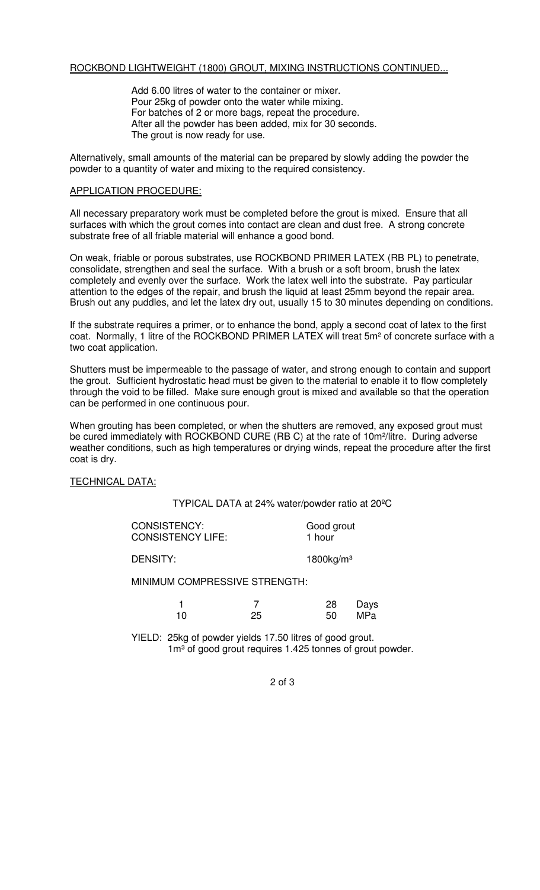ROCKBOND LIGHTWEIGHT (1800) GROUT, MIXING INSTRUCTIONS CONTINUED...

Add 6.00 litres of water to the container or mixer.
Pour 25kg of powder onto the water while mixing.
For batches of 2 or more bags, repeat the procedure.
After all the powder has been added, mix for 30 seconds.
The grout is now ready for use.

Alternatively, small amounts of the material can be prepared by slowly adding the powder the powder to a quantity of water and mixing to the required consistency.

## APPLICATION PROCEDURE:

All necessary preparatory work must be completed before the grout is mixed. Ensure that all surfaces with which the grout comes into contact are clean and dust free. A strong concrete substrate free of all friable material will enhance a good bond.

On weak, friable or porous substrates, use ROCKBOND PRIMER LATEX (RB PL) to penetrate, consolidate, strengthen and seal the surface. With a brush or a soft broom, brush the latex completely and evenly over the surface. Work the latex well into the substrate. Pay particular attention to the edges of the repair, and brush the liquid at least 25mm beyond the repair area. Brush out any puddles, and let the latex dry out, usually 15 to 30 minutes depending on conditions.

If the substrate requires a primer, or to enhance the bond, apply a second coat of latex to the first coat. Normally, 1 litre of the ROCKBOND PRIMER LATEX will treat 5m² of concrete surface with a two coat application.

Shutters must be impermeable to the passage of water, and strong enough to contain and support the grout. Sufficient hydrostatic head must be given to the material to enable it to flow completely through the void to be filled. Make sure enough grout is mixed and available so that the operation can be performed in one continuous pour.

When grouting has been completed, or when the shutters are removed, any exposed grout must be cured immediately with ROCKBOND CURE (RB C) at the rate of 10m²/litre. During adverse weather conditions, such as high temperatures or drying winds, repeat the procedure after the first coat is dry.

## TECHNICAL DATA:

TYPICAL DATA at 24% water/powder ratio at 20ºC

CONSISTENCY: Good grout
CONSISTENCY LIFE: 1 hour

DENSITY: 1800kg/m³

MINIMUM COMPRESSIVE STRENGTH:

| 1 | 7 | 28 | Days |
|---|---|---|---|
| 10 | 25 | 50 | MPa |

YIELD: 25kg of powder yields 17.50 litres of good grout.
1m³ of good grout requires 1.425 tonnes of grout powder.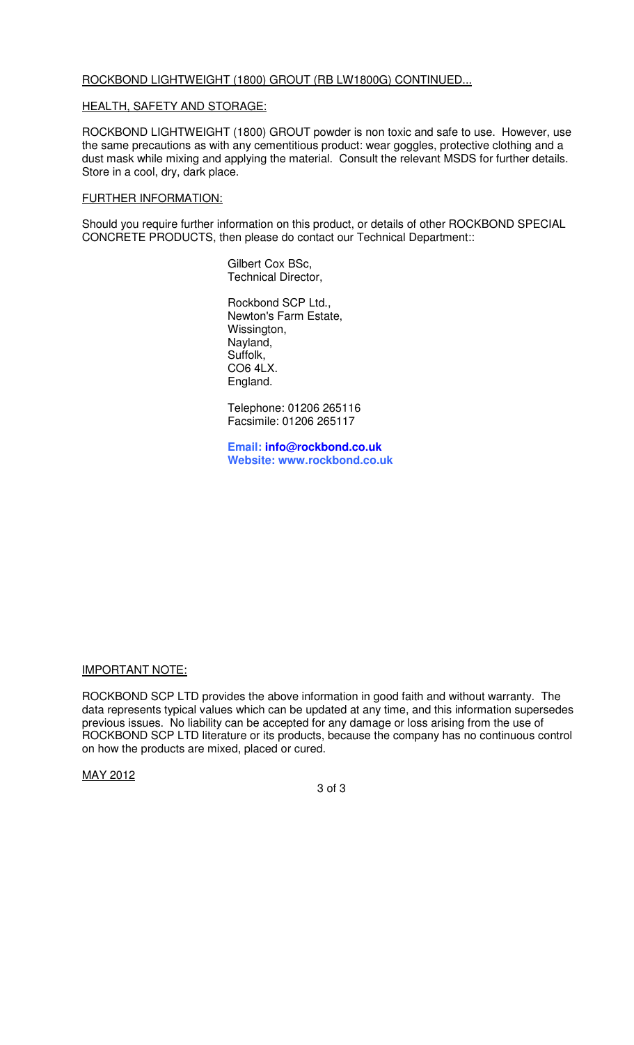ROCKBOND LIGHTWEIGHT (1800) GROUT (RB LW1800G) CONTINUED...

## HEALTH, SAFETY AND STORAGE:

ROCKBOND LIGHTWEIGHT (1800) GROUT powder is non toxic and safe to use. However, use the same precautions as with any cementitious product: wear goggles, protective clothing and a dust mask while mixing and applying the material. Consult the relevant MSDS for further details. Store in a cool, dry, dark place.

## FURTHER INFORMATION:

Should you require further information on this product, or details of other ROCKBOND SPECIAL CONCRETE PRODUCTS, then please do contact our Technical Department::

Gilbert Cox BSc,
Technical Director,

Rockbond SCP Ltd.,
Newton's Farm Estate,
Wissington,
Nayland,
Suffolk,
CO6 4LX.
England.

Telephone: 01206 265116
Facsimile: 01206 265117

**Email: info@rockbond.co.uk**
**Website: www.rockbond.co.uk**

## IMPORTANT NOTE:

ROCKBOND SCP LTD provides the above information in good faith and without warranty. The data represents typical values which can be updated at any time, and this information supersedes previous issues. No liability can be accepted for any damage or loss arising from the use of ROCKBOND SCP LTD literature or its products, because the company has no continuous control on how the products are mixed, placed or cured.

MAY 2012